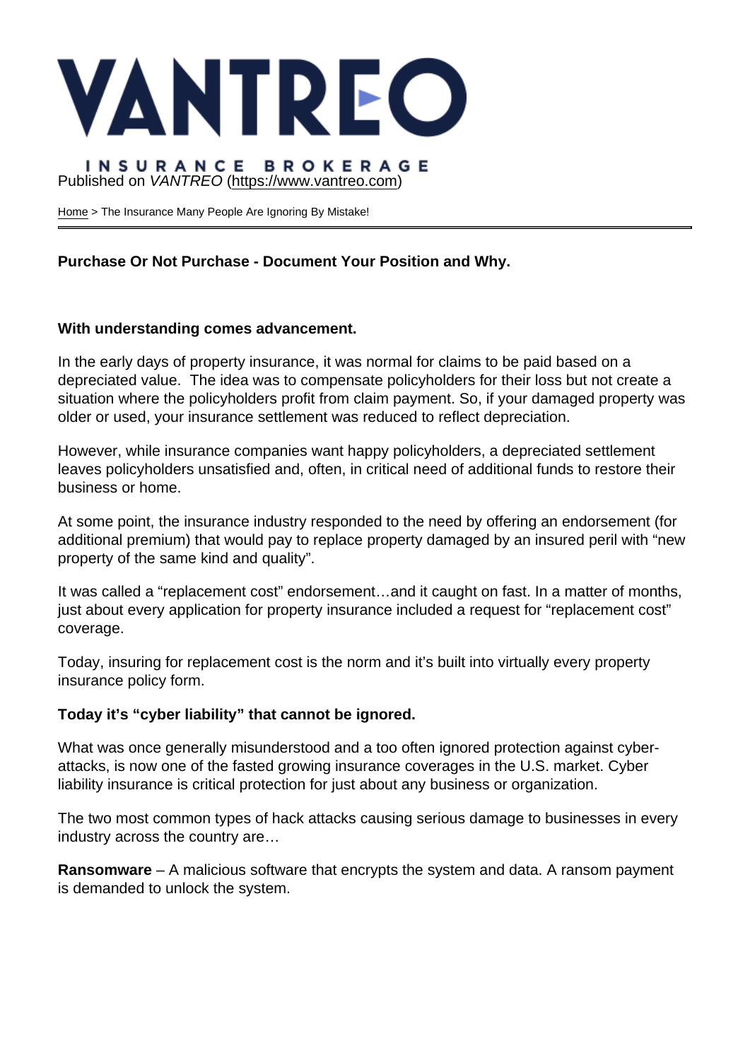# VANTREO

INSURANCE BROKERAGE

Published on *VANTREO* (https://www.vantreo.com)

Home > The Insurance Many People Are Ignoring By Mistake!

---

**Purchase Or Not Purchase - Document Your Position and Why.**

**With understanding comes advancement.**

In the early days of property insurance, it was normal for claims to be paid based on a depreciated value. The idea was to compensate policyholders for their loss but not create a situation where the policyholders profit from claim payment. So, if your damaged property was older or used, your insurance settlement was reduced to reflect depreciation.

However, while insurance companies want happy policyholders, a depreciated settlement leaves policyholders unsatisfied and, often, in critical need of additional funds to restore their business or home.

At some point, the insurance industry responded to the need by offering an endorsement (for additional premium) that would pay to replace property damaged by an insured peril with "new property of the same kind and quality".

It was called a "replacement cost" endorsement…and it caught on fast. In a matter of months, just about every application for property insurance included a request for "replacement cost" coverage.

Today, insuring for replacement cost is the norm and it's built into virtually every property insurance policy form.

**Today it's "cyber liability" that cannot be ignored.**

What was once generally misunderstood and a too often ignored protection against cyber-attacks, is now one of the fasted growing insurance coverages in the U.S. market. Cyber liability insurance is critical protection for just about any business or organization.

The two most common types of hack attacks causing serious damage to businesses in every industry across the country are…

**Ransomware** – A malicious software that encrypts the system and data. A ransom payment is demanded to unlock the system.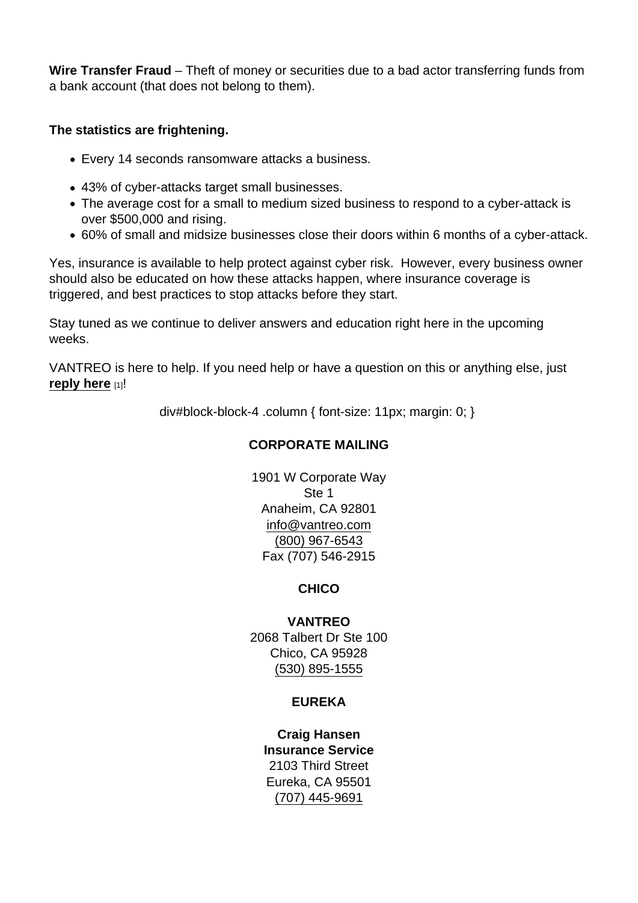**Wire Transfer Fraud** – Theft of money or securities due to a bad actor transferring funds from a bank account (that does not belong to them).

**The statistics are frightening.**

- Every 14 seconds ransomware attacks a business.
- 43% of cyber-attacks target small businesses.
- The average cost for a small to medium sized business to respond to a cyber-attack is over $500,000 and rising.
- 60% of small and midsize businesses close their doors within 6 months of a cyber-attack.

Yes, insurance is available to help protect against cyber risk. However, every business owner should also be educated on how these attacks happen, where insurance coverage is triggered, and best practices to stop attacks before they start.

Stay tuned as we continue to deliver answers and education right here in the upcoming weeks.

VANTREO is here to help. If you need help or have a question on this or anything else, just **reply here** [1]!

div#block-block-4 .column { font-size: 11px; margin: 0; }

**CORPORATE MAILING**

1901 W Corporate Way
Ste 1
Anaheim, CA 92801
info@vantreo.com
(800) 967-6543
Fax (707) 546-2915

**CHICO**

**VANTREO**
2068 Talbert Dr Ste 100
Chico, CA 95928
(530) 895-1555

**EUREKA**

**Craig Hansen**
**Insurance Service**
2103 Third Street
Eureka, CA 95501
(707) 445-9691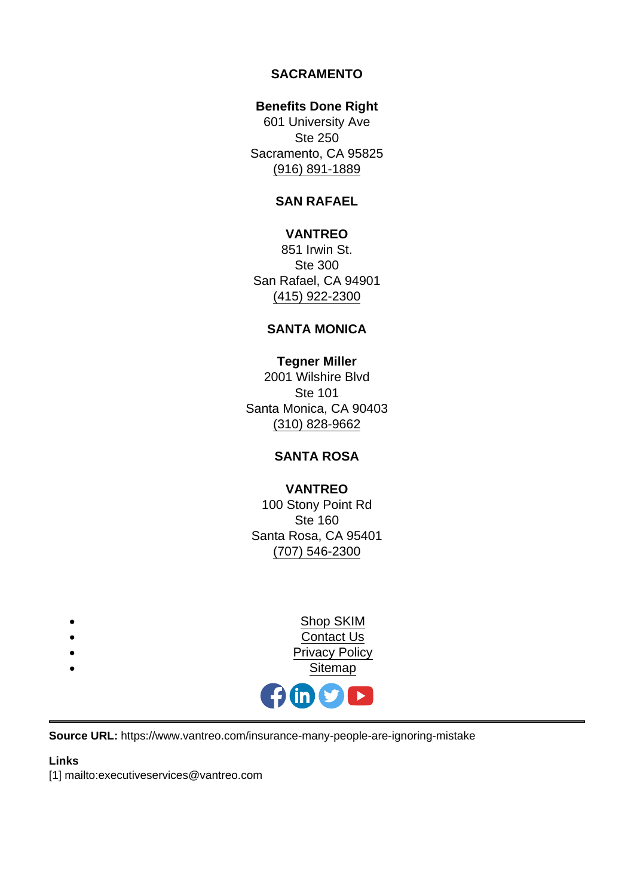**SACRAMENTO**

**Benefits Done Right**
601 University Ave
Ste 250
Sacramento, CA 95825
(916) 891-1889

**SAN RAFAEL**

**VANTREO**
851 Irwin St.
Ste 300
San Rafael, CA 94901
(415) 922-2300

**SANTA MONICA**

**Tegner Miller**
2001 Wilshire Blvd
Ste 101
Santa Monica, CA 90403
(310) 828-9662

**SANTA ROSA**

**VANTREO**
100 Stony Point Rd
Ste 160
Santa Rosa, CA 95401
(707) 546-2300

- Shop SKIM
- Contact Us
- Privacy Policy
- Sitemap

---

**Source URL:** https://www.vantreo.com/insurance-many-people-are-ignoring-mistake

**Links**
[1] mailto:executiveservices@vantreo.com